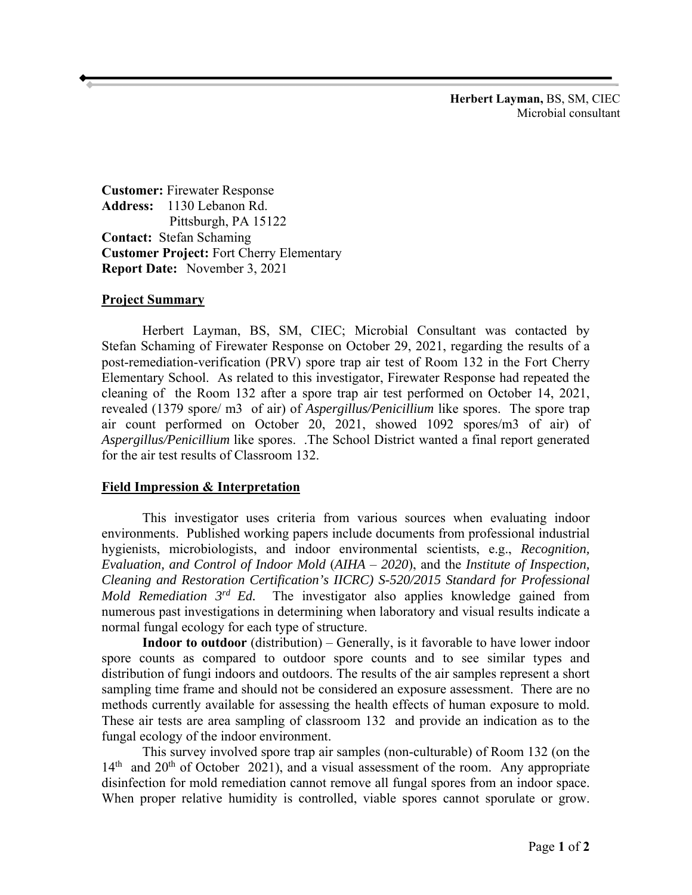**Herbert Layman,** BS, SM, CIEC
Microbial consultant

**Customer:** Firewater Response
**Address:** 1130 Lebanon Rd.
Pittsburgh, PA 15122
**Contact:** Stefan Schaming
**Customer Project:** Fort Cherry Elementary
**Report Date:** November 3, 2021

## Project Summary

Herbert Layman, BS, SM, CIEC; Microbial Consultant was contacted by Stefan Schaming of Firewater Response on October 29, 2021, regarding the results of a post-remediation-verification (PRV) spore trap air test of Room 132 in the Fort Cherry Elementary School. As related to this investigator, Firewater Response had repeated the cleaning of the Room 132 after a spore trap air test performed on October 14, 2021, revealed (1379 spore/ m3 of air) of *Aspergillus/Penicillium* like spores. The spore trap air count performed on October 20, 2021, showed 1092 spores/m3 of air) of *Aspergillus/Penicillium* like spores. .The School District wanted a final report generated for the air test results of Classroom 132.

## Field Impression & Interpretation

This investigator uses criteria from various sources when evaluating indoor environments. Published working papers include documents from professional industrial hygienists, microbiologists, and indoor environmental scientists, e.g., *Recognition, Evaluation, and Control of Indoor Mold* (*AIHA – 2020*), and the *Institute of Inspection, Cleaning and Restoration Certification's IICRC) S-520/2015 Standard for Professional Mold Remediation 3rd Ed.* The investigator also applies knowledge gained from numerous past investigations in determining when laboratory and visual results indicate a normal fungal ecology for each type of structure.

**Indoor to outdoor** (distribution) – Generally, is it favorable to have lower indoor spore counts as compared to outdoor spore counts and to see similar types and distribution of fungi indoors and outdoors. The results of the air samples represent a short sampling time frame and should not be considered an exposure assessment. There are no methods currently available for assessing the health effects of human exposure to mold. These air tests are area sampling of classroom 132 and provide an indication as to the fungal ecology of the indoor environment.

This survey involved spore trap air samples (non-culturable) of Room 132 (on the 14th and 20th of October 2021), and a visual assessment of the room. Any appropriate disinfection for mold remediation cannot remove all fungal spores from an indoor space. When proper relative humidity is controlled, viable spores cannot sporulate or grow.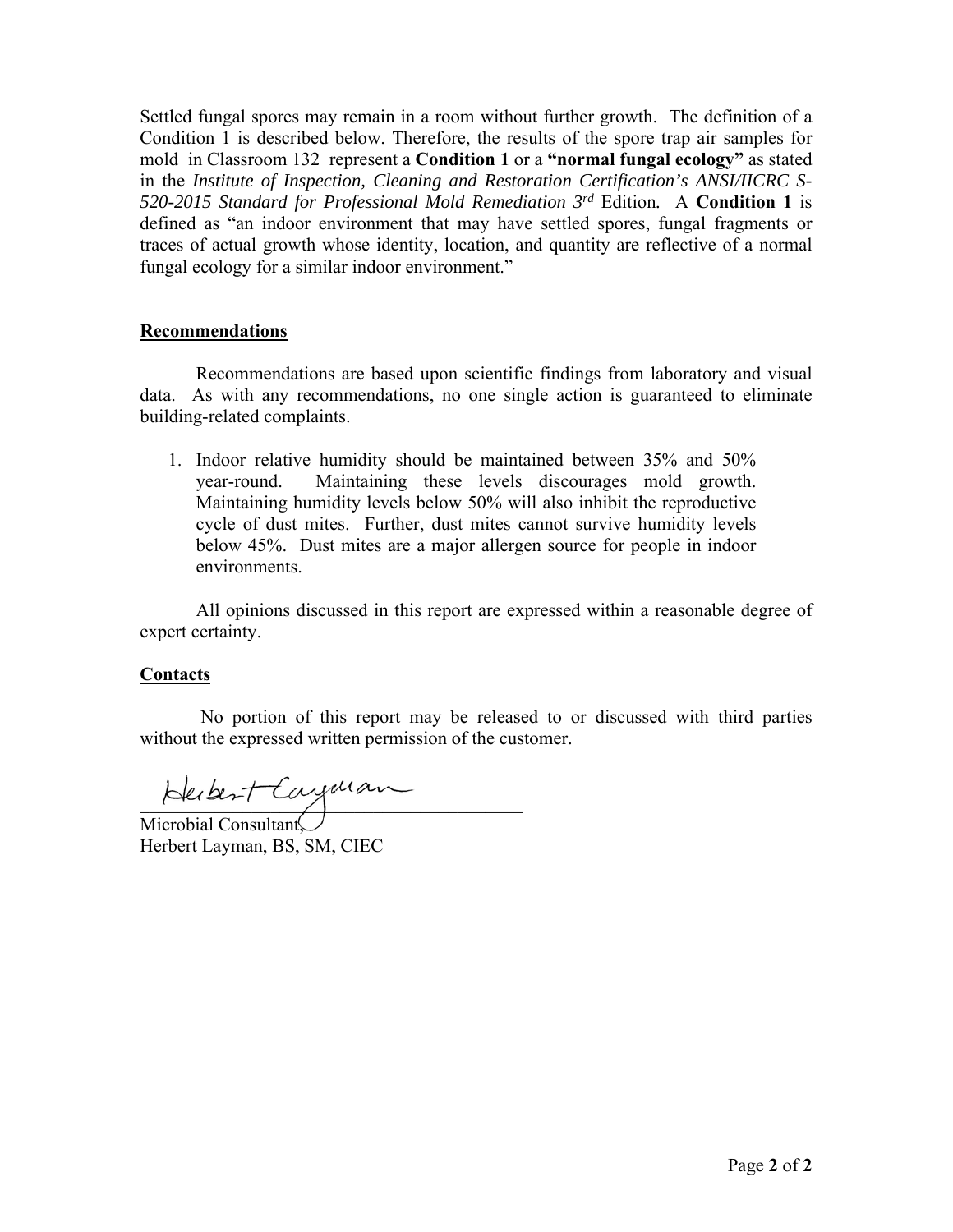Settled fungal spores may remain in a room without further growth. The definition of a Condition 1 is described below. Therefore, the results of the spore trap air samples for mold in Classroom 132 represent a **Condition 1** or a **"normal fungal ecology"** as stated in the *Institute of Inspection, Cleaning and Restoration Certification's ANSI/IICRC S-520-2015 Standard for Professional Mold Remediation 3rd* Edition. A **Condition 1** is defined as "an indoor environment that may have settled spores, fungal fragments or traces of actual growth whose identity, location, and quantity are reflective of a normal fungal ecology for a similar indoor environment."

## Recommendations

Recommendations are based upon scientific findings from laboratory and visual data. As with any recommendations, no one single action is guaranteed to eliminate building-related complaints.

1. Indoor relative humidity should be maintained between 35% and 50% year-round. Maintaining these levels discourages mold growth. Maintaining humidity levels below 50% will also inhibit the reproductive cycle of dust mites. Further, dust mites cannot survive humidity levels below 45%. Dust mites are a major allergen source for people in indoor environments.

All opinions discussed in this report are expressed within a reasonable degree of expert certainty.

## Contacts

No portion of this report may be released to or discussed with third parties without the expressed written permission of the customer.

Herbert Layman

Microbial Consultant,
Herbert Layman, BS, SM, CIEC